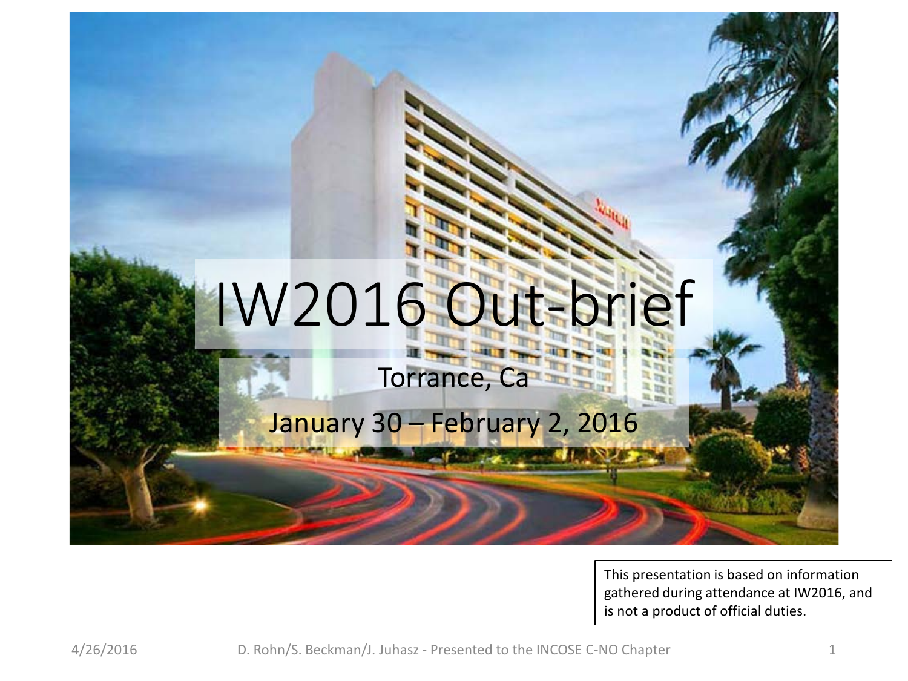# IW2016 Out-brief

Torrance, Ca

January 30 – February 2, 2016

This presentation is based on information gathered during attendance at IW2016, and is not a product of official duties.

4/26/2016 D. Rohn/S. Beckman/J. Juhasz - Presented to the INCOSE C-NO Chapter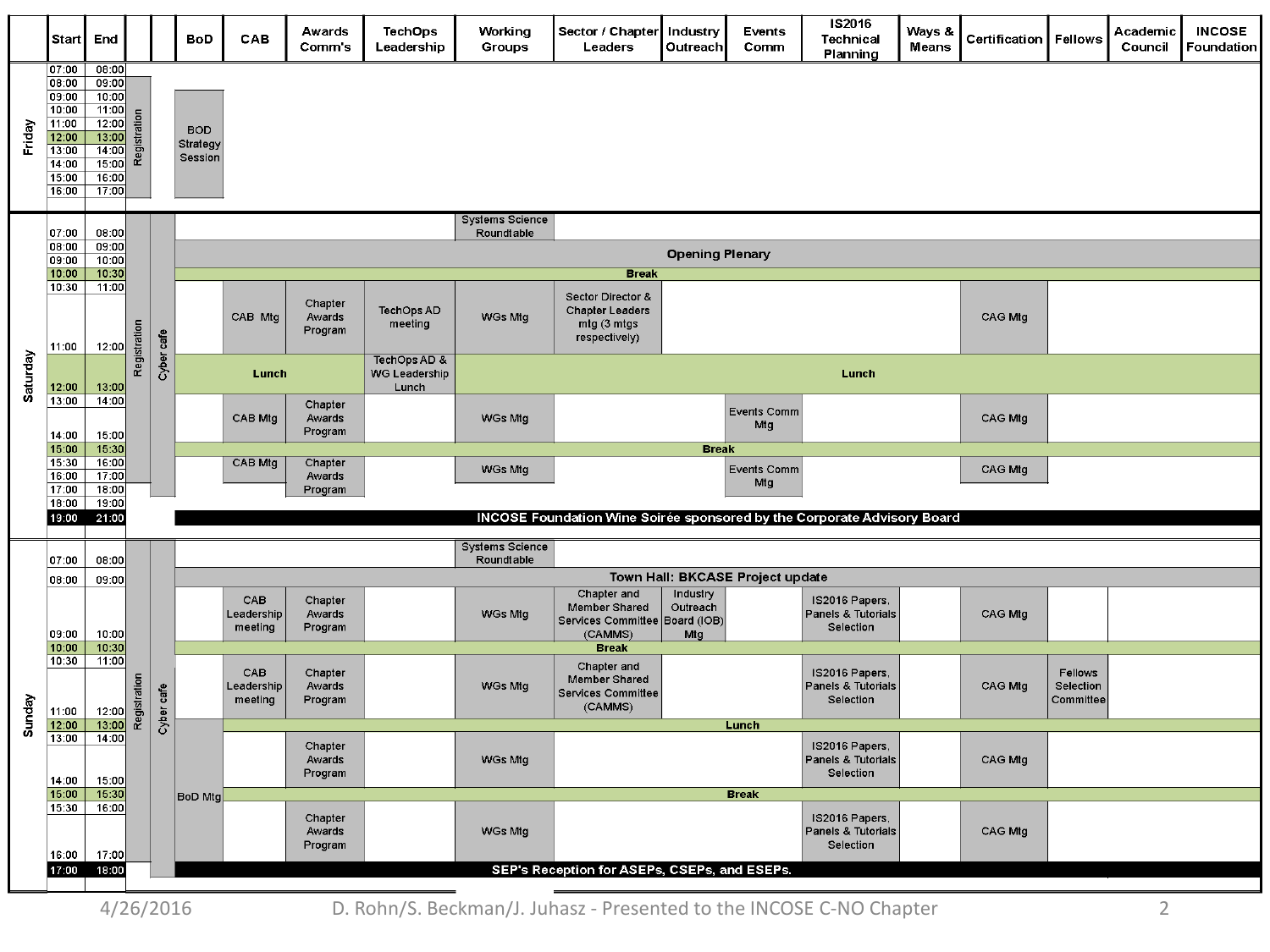| Day | Start | End | | | BoD | CAB | Awards Comm's | TechOps Leadership | Working Groups | Sector / Chapter Leaders | Industry Outreach | Events Comm | IS2016 Technical Planning | Ways & Means | Certification | Fellows | Academic Council | INCOSE Foundation |
|---|---|---|---|---|---|---|---|---|---|---|---|---|---|---|---|---|---|---|
| Friday | 07:00 | 08:00 | | | | | | | | | | | | | | | | |
| | 08:00 | 09:00 | Registration | | | | | | | | | | | | | | | |
| | 09:00 | 10:00 | | | BOD Strategy Session | | | | | | | | | | | | | |
| | 10:00 | 11:00 | | | | | | | | | | | | | | | | |
| | 11:00 | 12:00 | | | | | | | | | | | | | | | | |
| | 12:00 | 13:00 | | | | | | | | | | | | | | | | |
| | 13:00 | 14:00 | | | | | | | | | | | | | | | | |
| | 14:00 | 15:00 | | | | | | | | | | | | | | | | |
| | 15:00 | 16:00 | | | | | | | | | | | | | | | | |
| | 16:00 | 17:00 | | | | | | | | | | | | | | | | |
| Saturday | 07:00 | 08:00 | Registration | Cyber cafe | | | | | Systems Science Roundtable | | | | | | | | | |
| | 08:00 | 09:00 | | | Opening Plenary | | | | | | | | | | | | | |
| | 09:00 | 10:00 | | | | | | | | | | | | | | | | |
| | 10:00 | 10:30 | | | Break | | | | | | | | | | | | | |
| | 10:30 | 11:00 | | | | CAB Mtg | Chapter Awards Program | TechOps AD meeting | WGs Mtg | Sector Director & Chapter Leaders mtg (3 mtgs respectively) | | | | | CAG Mtg | | | |
| | 11:00 | 12:00 | | | | | | | | | | | | | | | | |
| | 12:00 | 13:00 | | | Lunch | | | TechOps AD & WG Leadership Lunch | Lunch | | | | | | | | | |
| | 13:00 | 14:00 | | | | CAB Mtg | Chapter Awards Program | | WGs Mtg | | | Events Comm Mtg | | | CAG Mtg | | | |
| | 14:00 | 15:00 | | | | | | | | | | | | | | | | |
| | 15:00 | 15:30 | | | Break | | | | | | | | | | | | | |
| | 15:30 | 16:00 | | | | CAB Mtg | Chapter Awards Program | | WGs Mtg | | | Events Comm Mtg | | | CAG Mtg | | | |
| | 16:00 | 17:00 | | | | | | | | | | | | | | | | |
| | 17:00 | 18:00 | | | | | | | | | | | | | | | | |
| | 18:00 | 19:00 | | | | | | | | | | | | | | | | |
| | 19:00 | 21:00 | | | INCOSE Foundation Wine Soirée sponsored by the Corporate Advisory Board | | | | | | | | | | | | | |
| Sunday | 07:00 | 08:00 | Registration | Cyber cafe | | | | | Systems Science Roundtable | | | | | | | | | |
| | 08:00 | 09:00 | | | Town Hall: BKCASE Project update | | | | | | | | | | | | | |
| | 09:00 | 10:00 | | | | CAB Leadership meeting | Chapter Awards Program | | WGs Mtg | Chapter and Member Shared Services Committee (CAMMS) | Industry Outreach Board (IOB) Mtg | | IS2016 Papers, Panels & Tutorials Selection | | CAG Mtg | | | |
| | 10:00 | 10:30 | | | Break | | | | | | | | | | | | | |
| | 10:30 | 11:00 | | | | CAB Leadership meeting | Chapter Awards Program | | WGs Mtg | Chapter and Member Shared Services Committee (CAMMS) | | | IS2016 Papers, Panels & Tutorials Selection | | CAG Mtg | Fellows Selection Committee | | |
| | 11:00 | 12:00 | | | | | | | | | | | | | | | | |
| | 12:00 | 13:00 | | | BoD Mtg | Lunch | | | | | | | | | | | | |
| | 13:00 | 14:00 | | | | | Chapter Awards Program | | WGs Mtg | | | | IS2016 Papers, Panels & Tutorials Selection | | CAG Mtg | | | |
| | 14:00 | 15:00 | | | | | | | | | | | | | | | | |
| | 15:00 | 15:30 | | | | Break | | | | | | | | | | | | |
| | 15:30 | 16:00 | | | | | Chapter Awards Program | | WGs Mtg | | | | IS2016 Papers, Panels & Tutorials Selection | | CAG Mtg | | | |
| | 16:00 | 17:00 | | | | | | | | | | | | | | | | |
| | 17:00 | 18:00 | | | SEP's Reception for ASEPs, CSEPs, and ESEPs. | | | | | | | | | | | | | |

4/26/2016 D. Rohn/S. Beckman/J. Juhasz - Presented to the INCOSE C-NO Chapter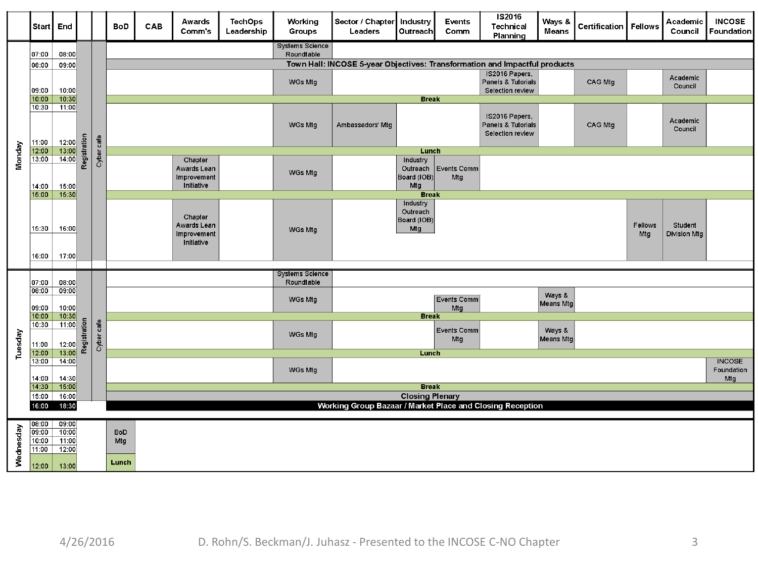| Day | Start | End | | | BoD | CAB | Awards Comm's | TechOps Leadership | Working Groups | Sector / Chapter Leaders | Industry Outreach | Events Comm | IS2016 Technical Planning | Ways & Means | Certification | Fellows | Academic Council | INCOSE Foundation |
|---|---|---|---|---|---|---|---|---|---|---|---|---|---|---|---|---|---|---|
| Monday | 07:00 | 08:00 | Registration | Cyber cafe | | | | | Systems Science Roundtable | | | | | | | | | |
| | 08:00 | 09:00 | | | Town Hall: INCOSE 5-year Objectives: Transformation and Impactful products | | | | | | | | | | | | | |
| | 09:00 | 10:00 | | | | | | | WGs Mtg | | | | IS2016 Papers, Panels & Tutorials Selection review | | CAG Mtg | | Academic Council | |
| | 10:00 | 10:30 | | | Break | | | | | | | | | | | | | |
| | 10:30 | 11:00 | | | | | | | WGs Mtg | Ambassadors' Mtg | | | IS2016 Papers, Panels & Tutorials Selection review | | CAG Mtg | | Academic Council | |
| | 11:00 | 12:00 | | | | | | | | | | | | | | | | |
| | 12:00 | 13:00 | | | Lunch | | | | | | | | | | | | | |
| | 13:00 | 14:00 | | | | | Chapter Awards Lean Improvement Initiative | | WGs Mtg | | Industry Outreach Board (IOB) Mtg | Events Comm Mtg | | | | | | |
| | 14:00 | 15:00 | | | | | | | | | | | | | | | | |
| | 15:00 | 15:30 | | | Break | | | | | | | | | | | | | |
| | 15:30 | 16:00 | | | | | Chapter Awards Lean Improvement Initiative | | WGs Mtg | | Industry Outreach Board (IOB) Mtg | | | | | Fellows Mtg | Student Division Mtg | |
| | 16:00 | 17:00 | | | | | | | | | | | | | | | | |
| Tuesday | 07:00 | 08:00 | Registration | Cyber cafe | | | | | Systems Science Roundtable | | | | | | | | | |
| | 08:00 | 09:00 | | | | | | | WGs Mtg | | | Events Comm Mtg | | Ways & Means Mtg | | | | |
| | 09:00 | 10:00 | | | | | | | | | | | | | | | | |
| | 10:00 | 10:30 | | | Break | | | | | | | | | | | | | |
| | 10:30 | 11:00 | | | | | | | WGs Mtg | | | Events Comm Mtg | | Ways & Means Mtg | | | | |
| | 11:00 | 12:00 | | | | | | | | | | | | | | | | |
| | 12:00 | 13:00 | | | Lunch | | | | | | | | | | | | | |
| | 13:00 | 14:00 | | | | | | | WGs Mtg | | | | | | | | | INCOSE Foundation Mtg |
| | 14:00 | 14:30 | | | | | | | | | | | | | | | | |
| | 14:30 | 15:00 | | | Break | | | | | | | | | | | | | |
| | 15:00 | 16:00 | | | Closing Plenary | | | | | | | | | | | | | |
| | 16:00 | 18:30 | | | Working Group Bazaar / Market Place and Closing Reception | | | | | | | | | | | | | |
| Wednesday | 08:00 | 09:00 | | | BoD Mtg | | | | | | | | | | | | | |
| | 09:00 | 10:00 | | | | | | | | | | | | | | | | |
| | 10:00 | 11:00 | | | | | | | | | | | | | | | | |
| | 11:00 | 12:00 | | | | | | | | | | | | | | | | |
| | 12:00 | 13:00 | | | Lunch | | | | | | | | | | | | | |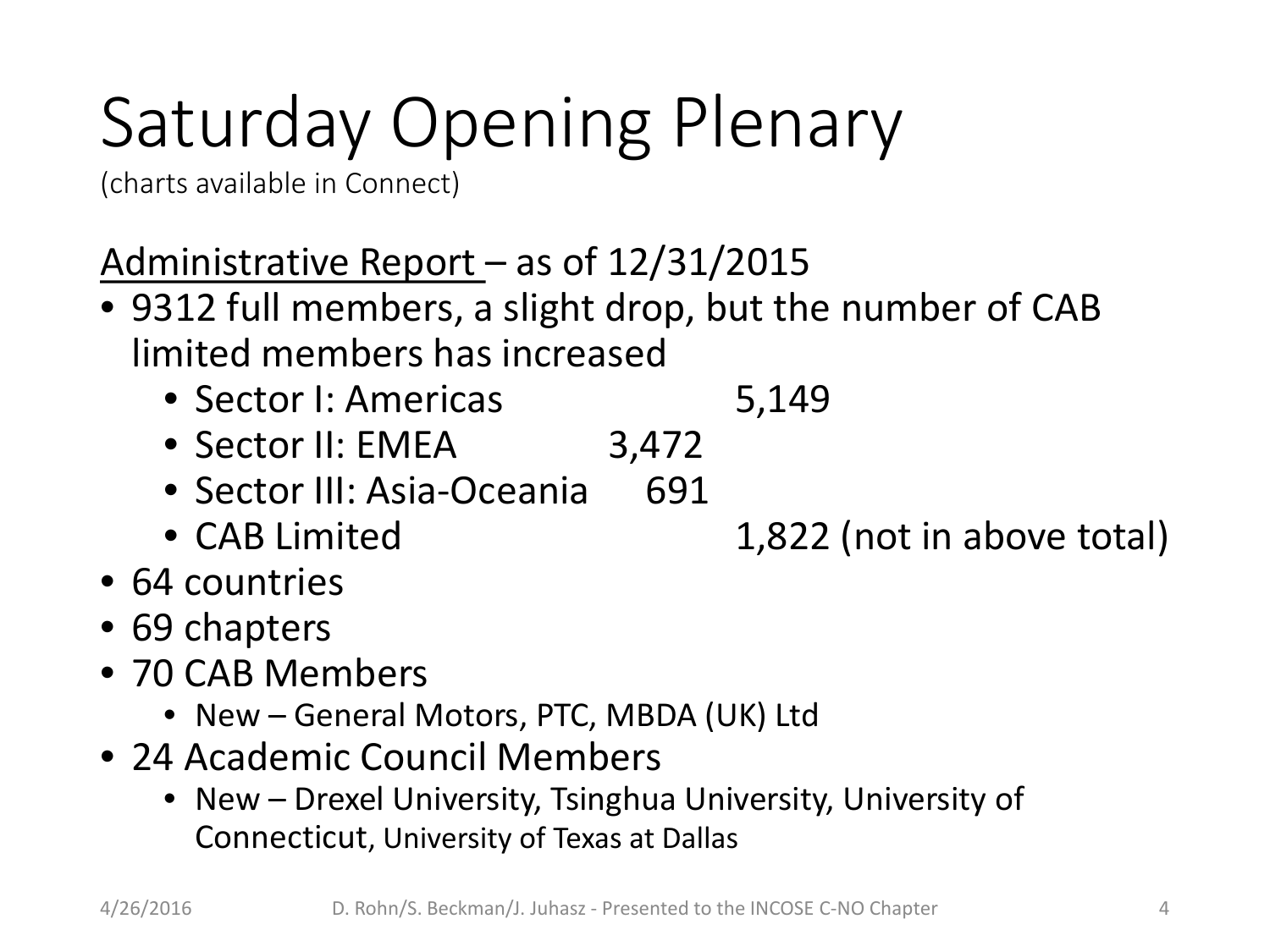# Saturday Opening Plenary

(charts available in Connect)

Administrative Report – as of 12/31/2015

- 9312 full members, a slight drop, but the number of CAB limited members has increased
  - Sector I: Americas 5,149
  - Sector II: EMEA 3,472
  - Sector III: Asia-Oceania 691
  - CAB Limited 1,822 (not in above total)
- 64 countries
- 69 chapters
- 70 CAB Members
  - New – General Motors, PTC, MBDA (UK) Ltd
- 24 Academic Council Members
  - New – Drexel University, Tsinghua University, University of Connecticut, University of Texas at Dallas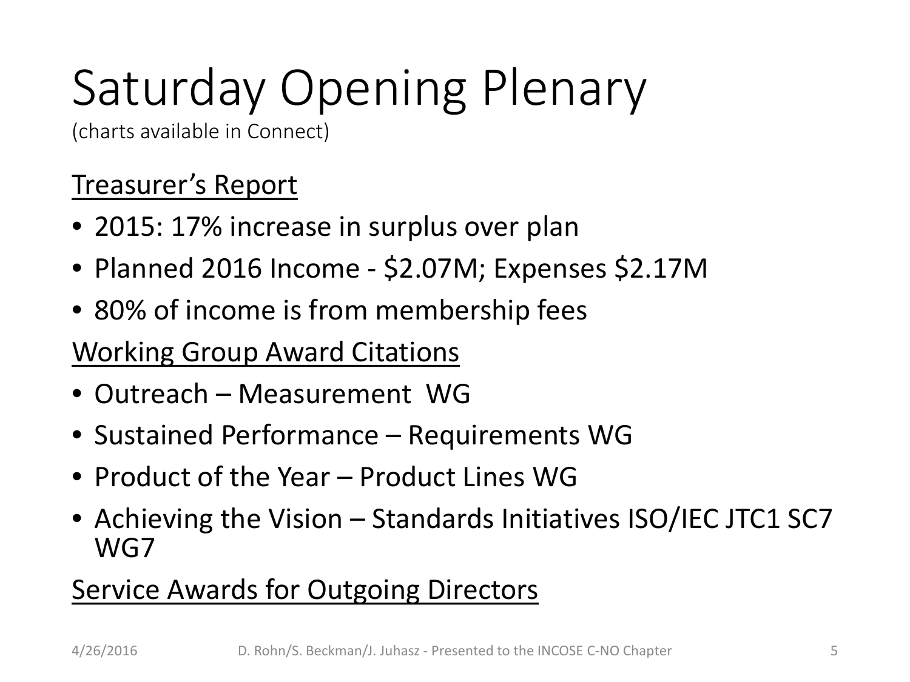# Saturday Opening Plenary

(charts available in Connect)

Treasurer's Report

- 2015: 17% increase in surplus over plan
- Planned 2016 Income - $2.07M; Expenses $2.17M
- 80% of income is from membership fees

Working Group Award Citations

- Outreach – Measurement WG
- Sustained Performance – Requirements WG
- Product of the Year – Product Lines WG
- Achieving the Vision – Standards Initiatives ISO/IEC JTC1 SC7 WG7

Service Awards for Outgoing Directors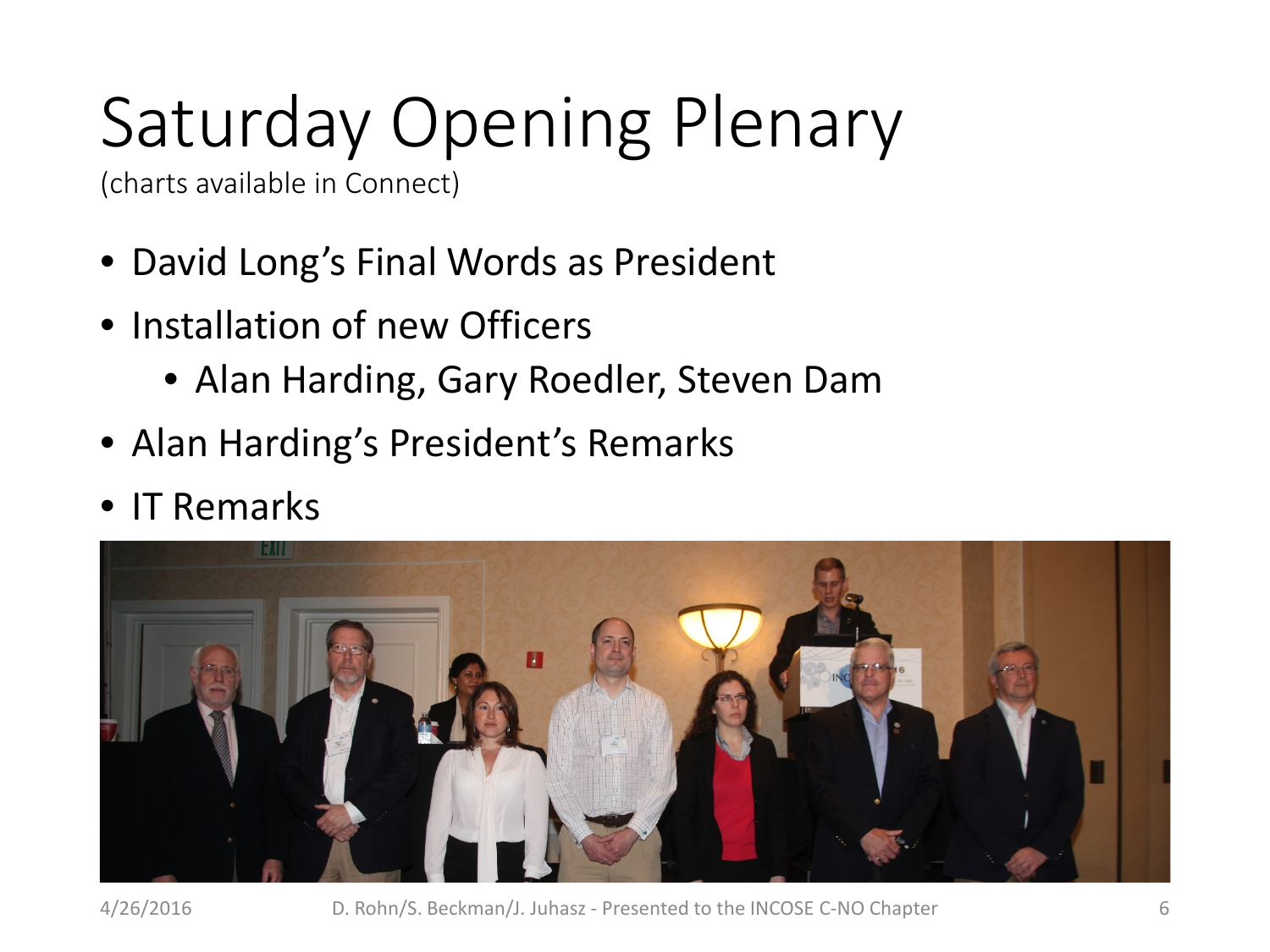# Saturday Opening Plenary

(charts available in Connect)

- David Long's Final Words as President
- Installation of new Officers
  - Alan Harding, Gary Roedler, Steven Dam
- Alan Harding's President's Remarks
- IT Remarks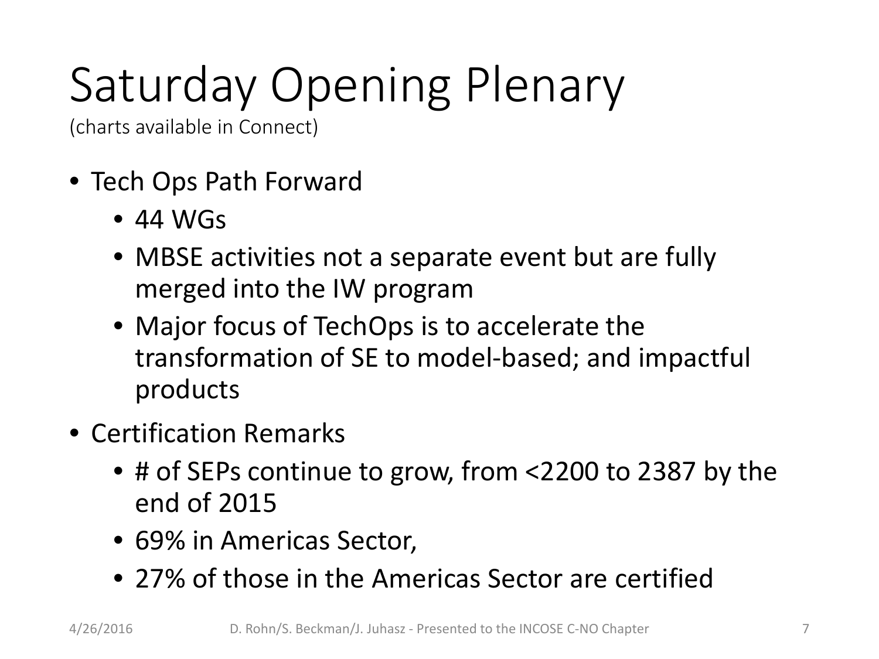# Saturday Opening Plenary

(charts available in Connect)

- Tech Ops Path Forward
  - 44 WGs
  - MBSE activities not a separate event but are fully merged into the IW program
  - Major focus of TechOps is to accelerate the transformation of SE to model-based; and impactful products
- Certification Remarks
  - # of SEPs continue to grow, from <2200 to 2387 by the end of 2015
  - 69% in Americas Sector,
  - 27% of those in the Americas Sector are certified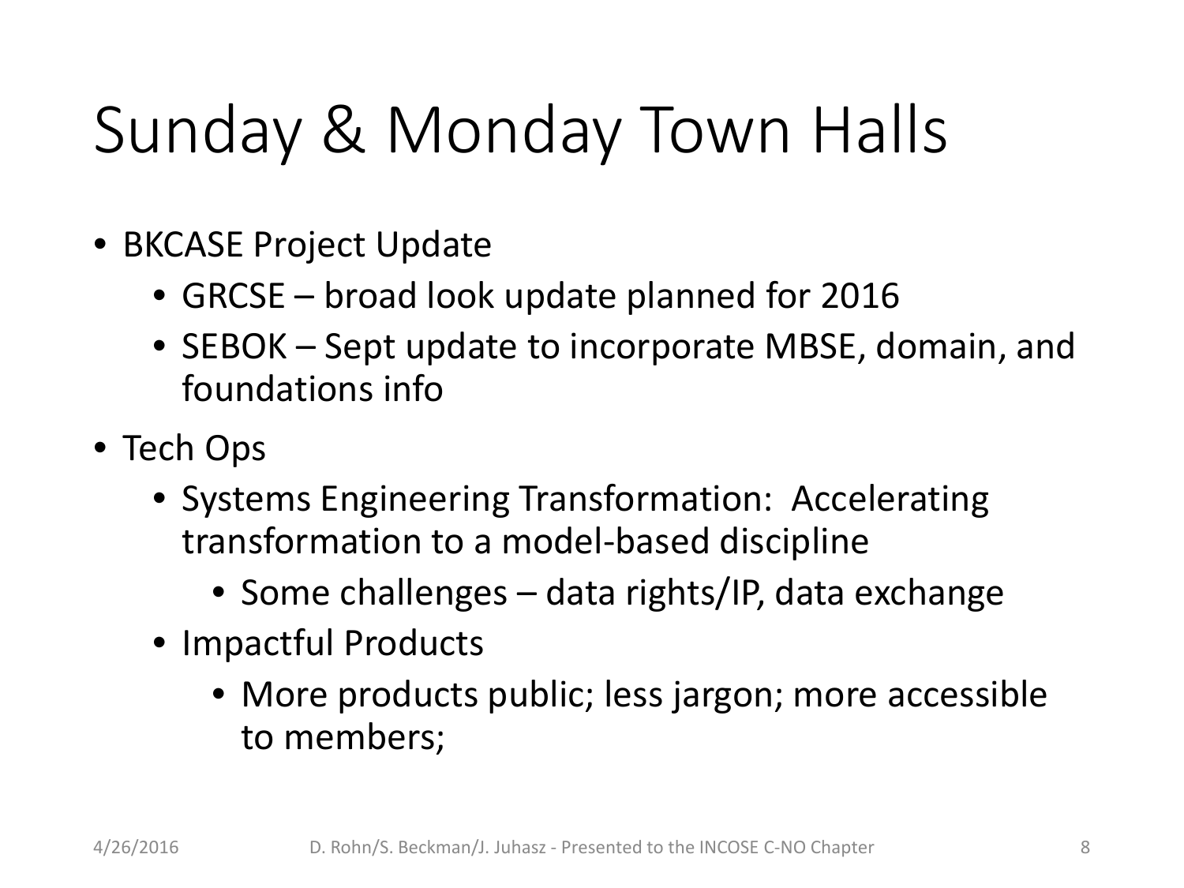# Sunday & Monday Town Halls

- BKCASE Project Update
  - GRCSE – broad look update planned for 2016
  - SEBOK – Sept update to incorporate MBSE, domain, and foundations info
- Tech Ops
  - Systems Engineering Transformation: Accelerating transformation to a model-based discipline
    - Some challenges – data rights/IP, data exchange
  - Impactful Products
    - More products public; less jargon; more accessible to members;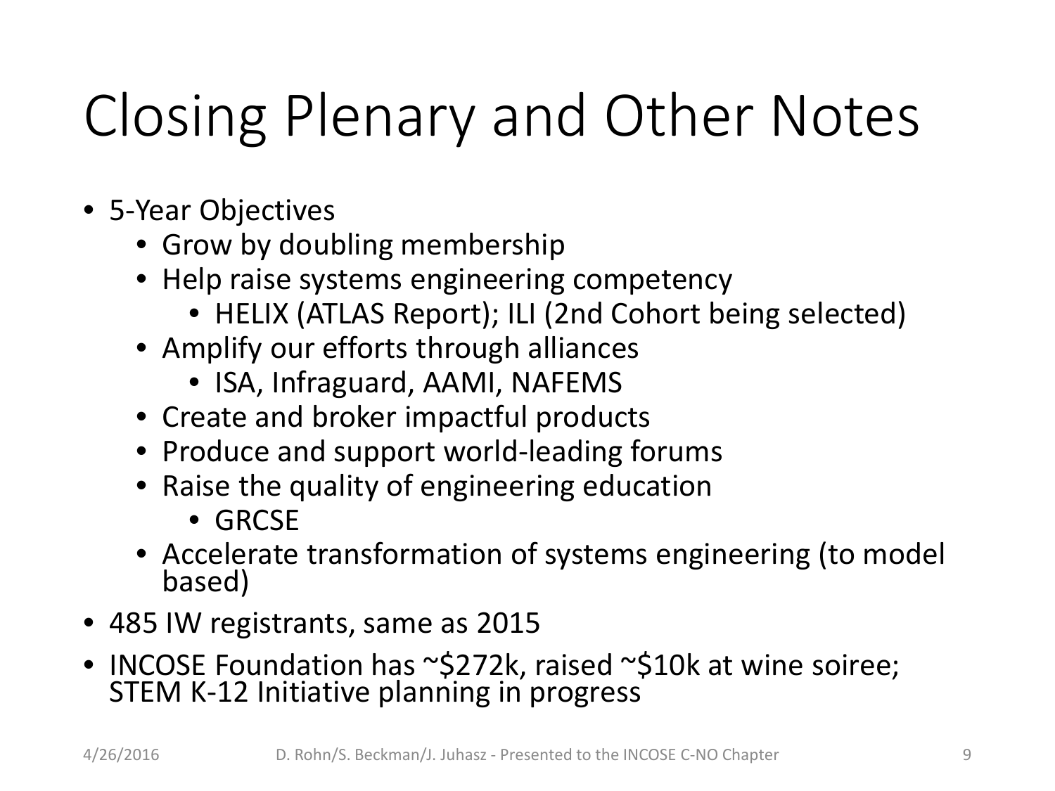# Closing Plenary and Other Notes

- 5-Year Objectives
  - Grow by doubling membership
  - Help raise systems engineering competency
    - HELIX (ATLAS Report); ILI (2nd Cohort being selected)
  - Amplify our efforts through alliances
    - ISA, Infraguard, AAMI, NAFEMS
  - Create and broker impactful products
  - Produce and support world-leading forums
  - Raise the quality of engineering education
    - GRCSE
  - Accelerate transformation of systems engineering (to model based)
- 485 IW registrants, same as 2015
- INCOSE Foundation has ~$272k, raised ~$10k at wine soiree; STEM K-12 Initiative planning in progress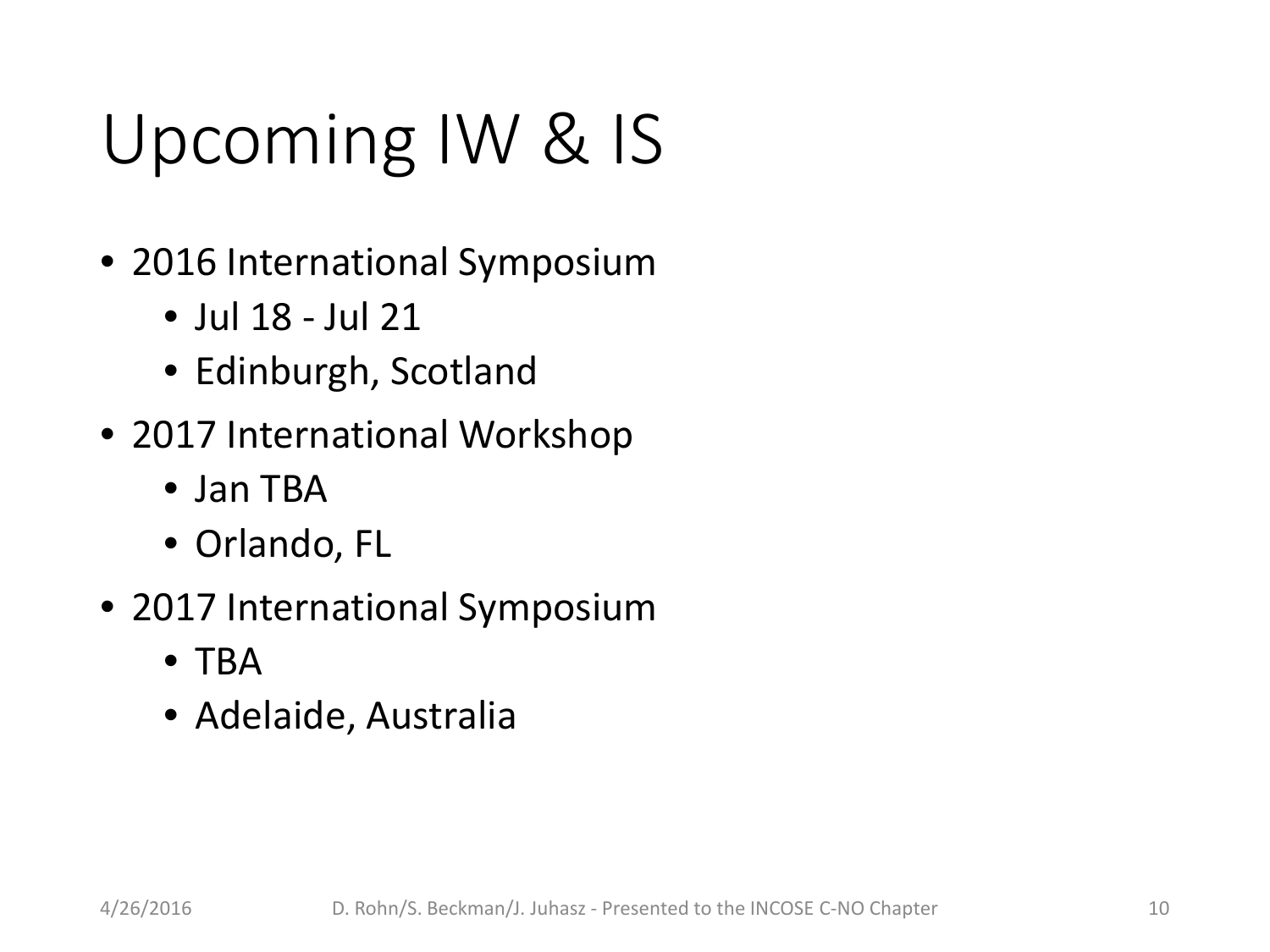# Upcoming IW & IS

- 2016 International Symposium
  - Jul 18 - Jul 21
  - Edinburgh, Scotland
- 2017 International Workshop
  - Jan TBA
  - Orlando, FL
- 2017 International Symposium
  - TBA
  - Adelaide, Australia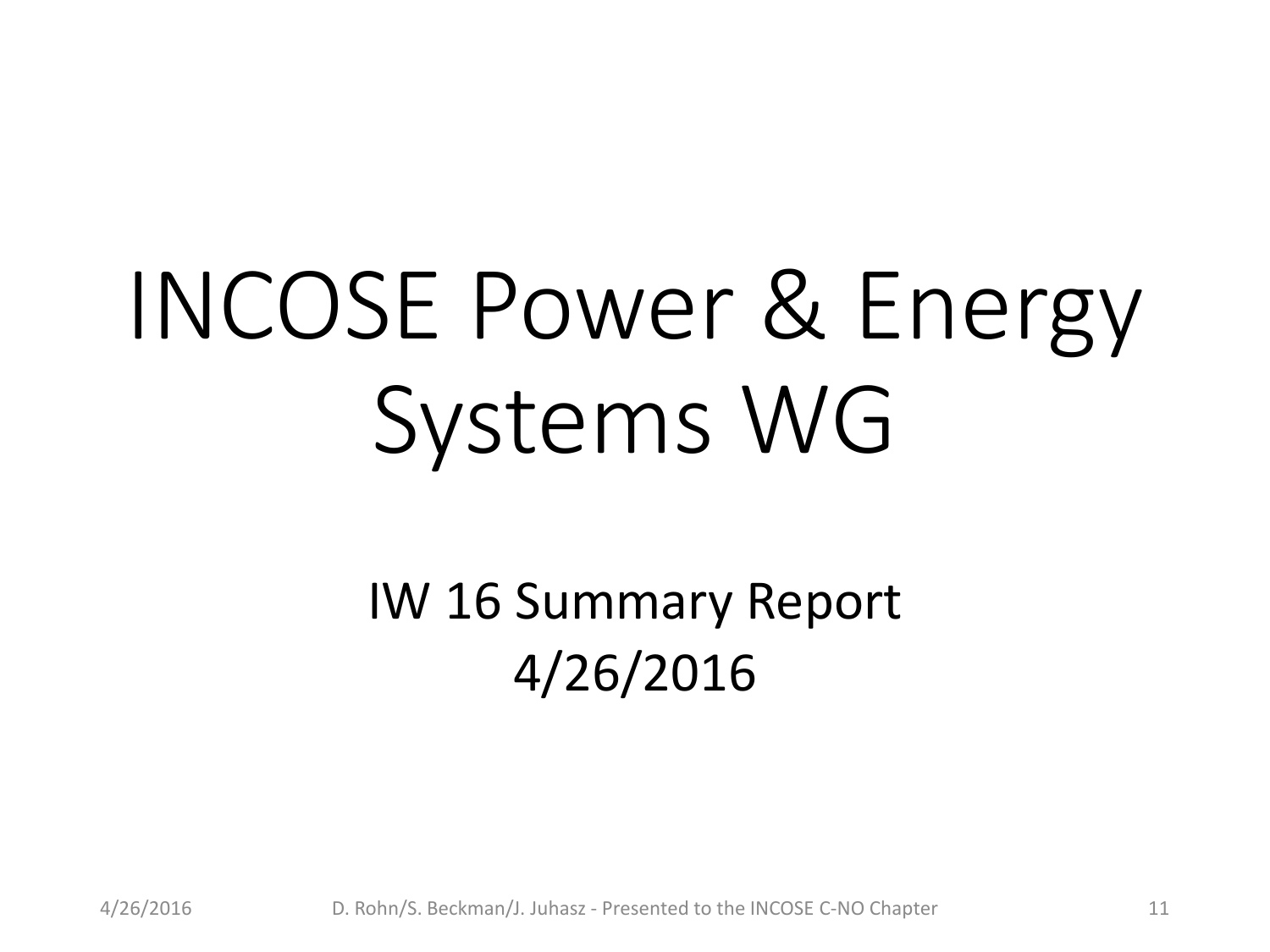# INCOSE Power & Energy Systems WG

IW 16 Summary Report
4/26/2016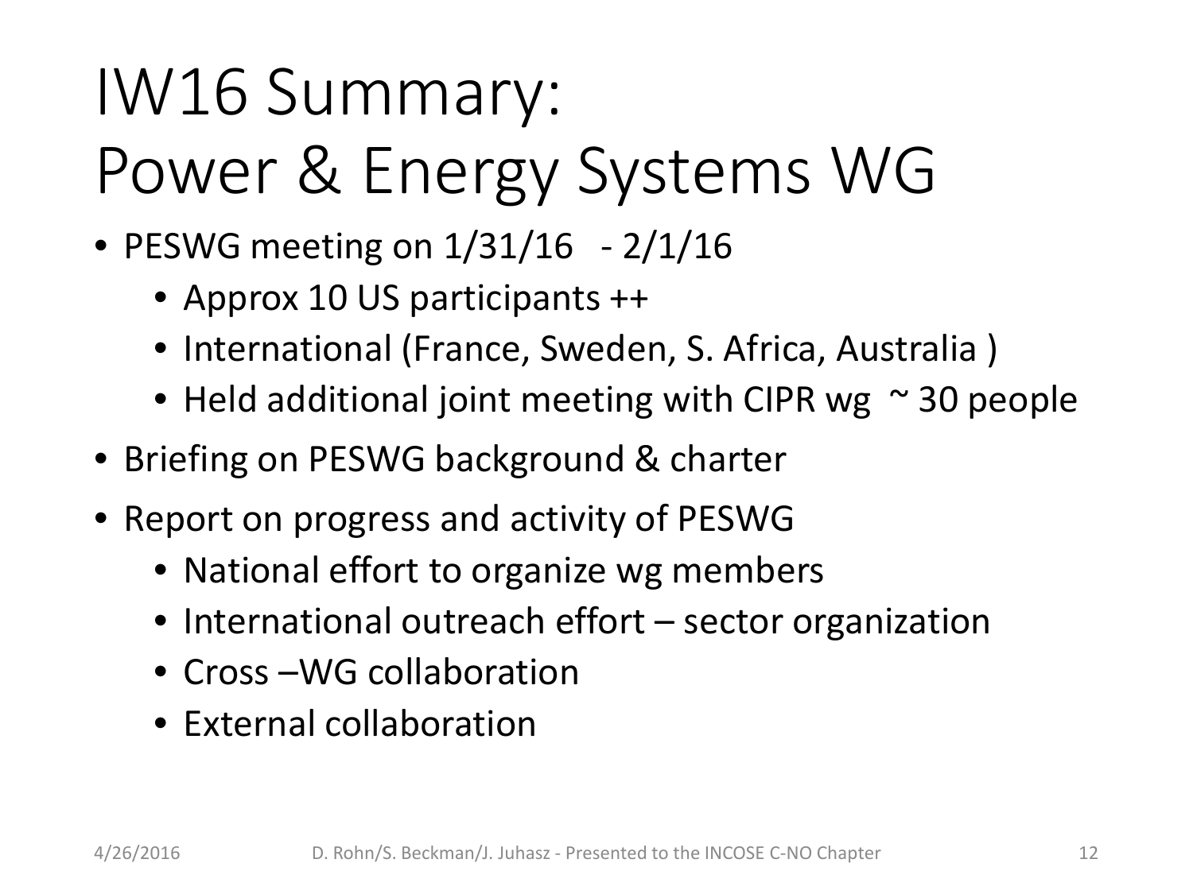# IW16 Summary: Power & Energy Systems WG

- PESWG meeting on 1/31/16 - 2/1/16
  - Approx 10 US participants ++
  - International (France, Sweden, S. Africa, Australia )
  - Held additional joint meeting with CIPR wg ~ 30 people
- Briefing on PESWG background & charter
- Report on progress and activity of PESWG
  - National effort to organize wg members
  - International outreach effort – sector organization
  - Cross –WG collaboration
  - External collaboration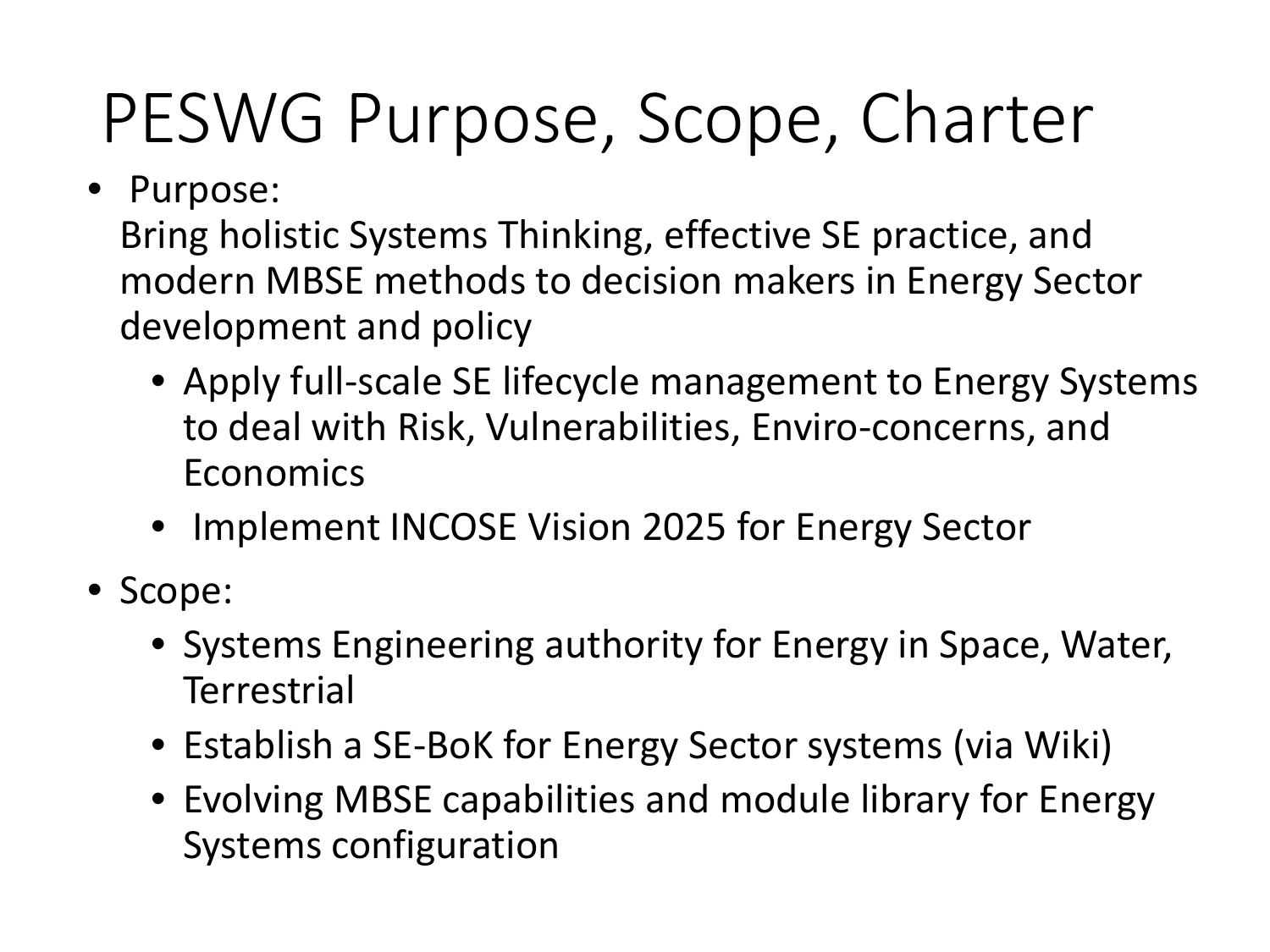# PESWG Purpose, Scope, Charter

- Purpose:
  Bring holistic Systems Thinking, effective SE practice, and modern MBSE methods to decision makers in Energy Sector development and policy
  - Apply full-scale SE lifecycle management to Energy Systems to deal with Risk, Vulnerabilities, Enviro-concerns, and Economics
  - Implement INCOSE Vision 2025 for Energy Sector
- Scope:
  - Systems Engineering authority for Energy in Space, Water, Terrestrial
  - Establish a SE-BoK for Energy Sector systems (via Wiki)
  - Evolving MBSE capabilities and module library for Energy Systems configuration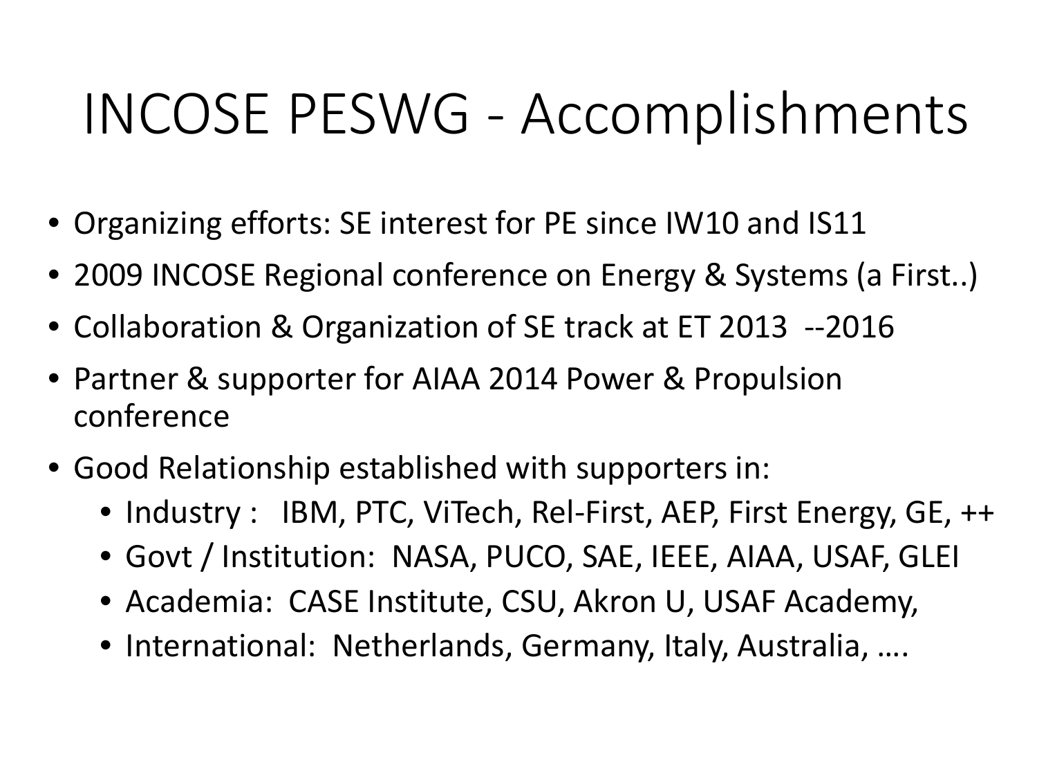# INCOSE PESWG - Accomplishments

- Organizing efforts: SE interest for PE since IW10 and IS11
- 2009 INCOSE Regional conference on Energy & Systems (a First..)
- Collaboration & Organization of SE track at ET 2013 --2016
- Partner & supporter for AIAA 2014 Power & Propulsion conference
- Good Relationship established with supporters in:
  - Industry : IBM, PTC, ViTech, Rel-First, AEP, First Energy, GE, ++
  - Govt / Institution: NASA, PUCO, SAE, IEEE, AIAA, USAF, GLEI
  - Academia: CASE Institute, CSU, Akron U, USAF Academy,
  - International: Netherlands, Germany, Italy, Australia, ….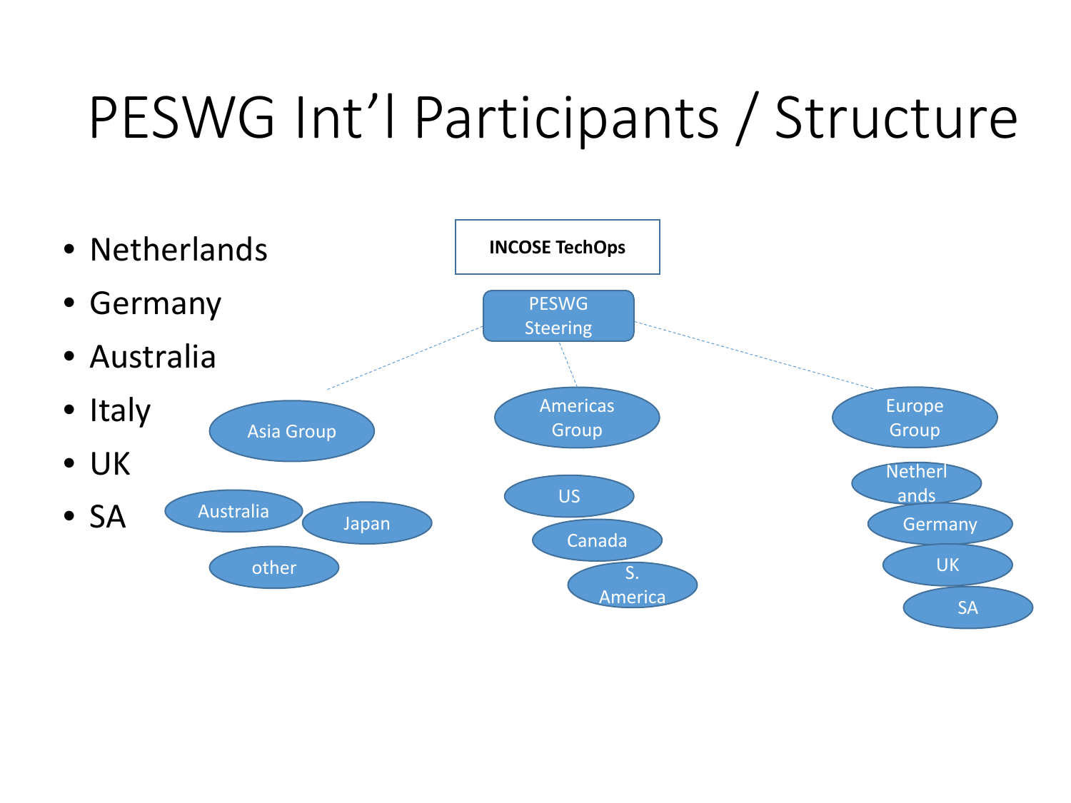# PESWG Int'l Participants / Structure

- Netherlands
- Germany
- Australia
- Italy
- UK
- SA

INCOSE TechOps

PESWG Steering

- Asia Group
  - Australia
  - Japan
  - other
- Americas Group
  - US
  - Canada
  - S. America
- Europe Group
  - Netherlands
  - Germany
  - UK
  - SA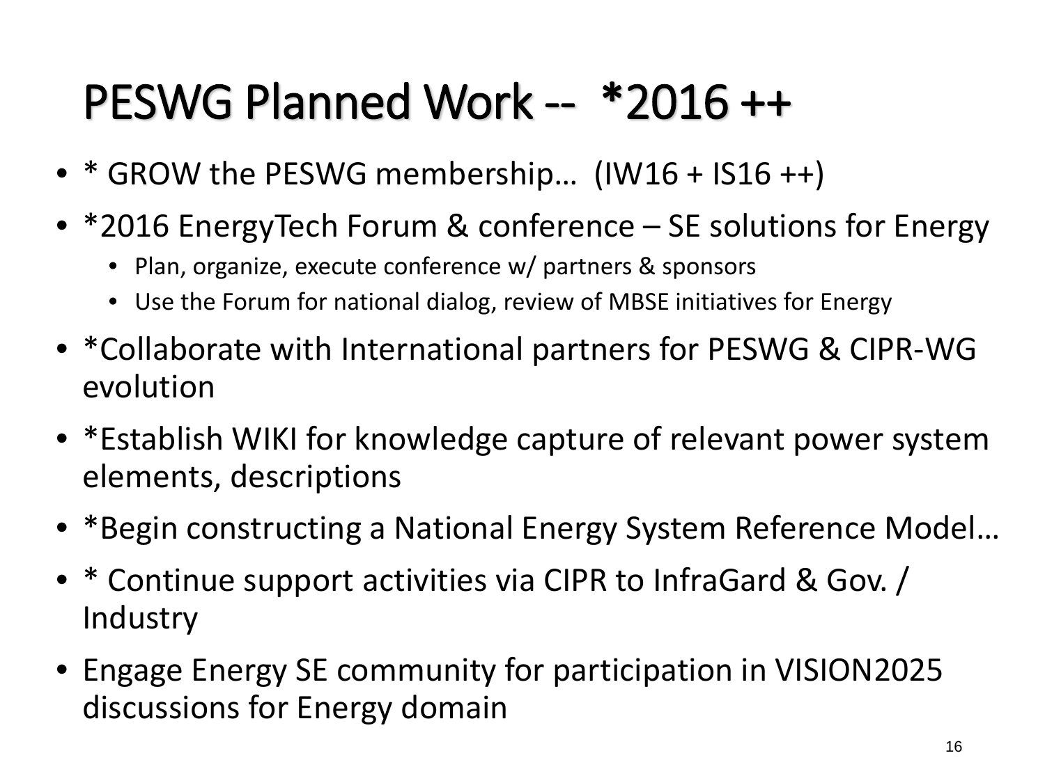# PESWG Planned Work -- *2016 ++

- * GROW the PESWG membership… (IW16 + IS16 ++)
- *2016 EnergyTech Forum & conference – SE solutions for Energy
  - Plan, organize, execute conference w/ partners & sponsors
  - Use the Forum for national dialog, review of MBSE initiatives for Energy
- *Collaborate with International partners for PESWG & CIPR-WG evolution
- *Establish WIKI for knowledge capture of relevant power system elements, descriptions
- *Begin constructing a National Energy System Reference Model…
- * Continue support activities via CIPR to InfraGard & Gov. / Industry
- Engage Energy SE community for participation in VISION2025 discussions for Energy domain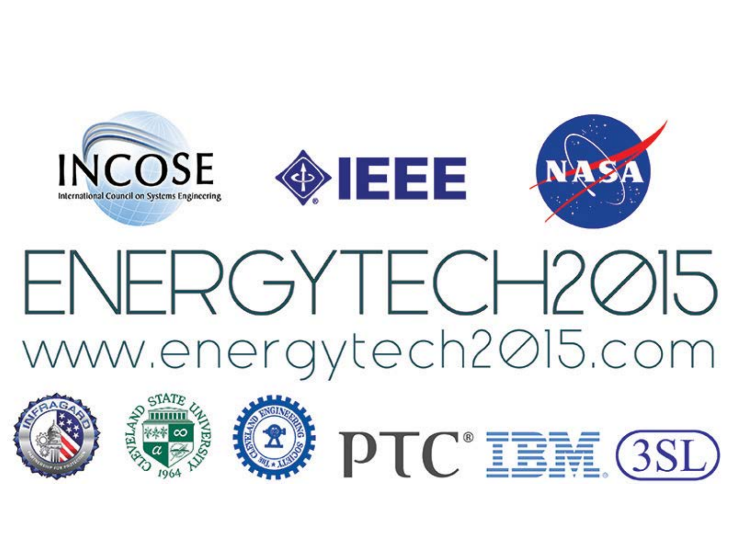INCOSE

International Council on Systems Engineering

IEEE

NASA

# ENERGYTECH2015

www.energytech2015.com

INFRAGARD

CLEVELAND STATE UNIVERSITY 1964

THE CLEVELAND ENGINEERING SOCIETY

PTC®

IBM

3SL